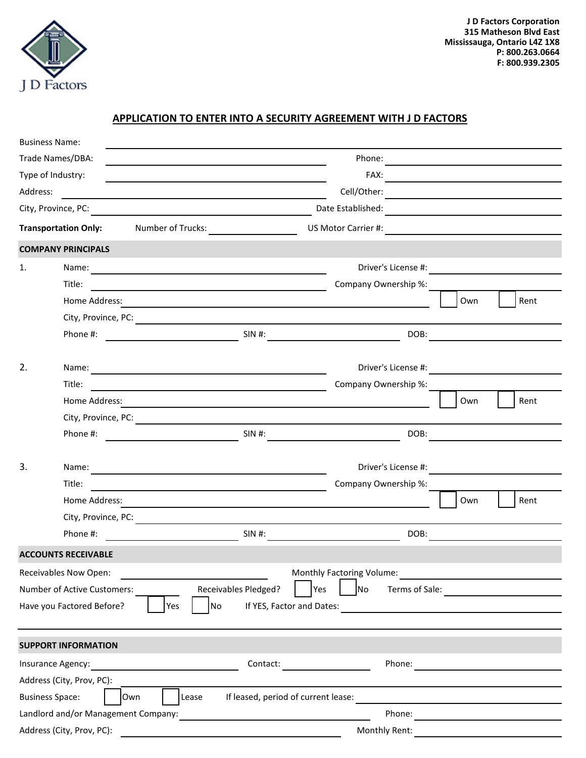J D Factors

**J D Factors Corporation**
**315 Matheson Blvd East**
**Mississauga, Ontario L4Z 1X8**
**P: 800.263.0664**
**F: 800.939.2305**

## APPLICATION TO ENTER INTO A SECURITY AGREEMENT WITH J D FACTORS

Business Name: ______________________________

Trade Names/DBA: ______________________________ Phone: ______________________________

Type of Industry: ______________________________ FAX: ______________________________

Address: ______________________________ Cell/Other: ______________________________

City, Province, PC: ______________________________ Date Established: ______________________________

**Transportation Only:** Number of Trucks: ______________ US Motor Carrier #: ______________________________

### COMPANY PRINCIPALS

1. Name: ______________________________ Driver's License #: ______________________________
   Title: ______________________________ Company Ownership %: ______________________________
   Home Address: ______________________________ ☐ Own ☐ Rent
   City, Province, PC: ______________________________
   Phone #: ______________ SIN #: ______________ DOB: ______________

2. Name: ______________________________ Driver's License #: ______________________________
   Title: ______________________________ Company Ownership %: ______________________________
   Home Address: ______________________________ ☐ Own ☐ Rent
   City, Province, PC: ______________________________
   Phone #: ______________ SIN #: ______________ DOB: ______________

3. Name: ______________________________ Driver's License #: ______________________________
   Title: ______________________________ Company Ownership %: ______________________________
   Home Address: ______________________________ ☐ Own ☐ Rent
   City, Province, PC: ______________________________
   Phone #: ______________ SIN #: ______________ DOB: ______________

### ACCOUNTS RECEIVABLE

Receivables Now Open: ______________ Monthly Factoring Volume: ______________

Number of Active Customers: ______________ Receivables Pledged? ☐ Yes ☐ No Terms of Sale: ______________

Have you Factored Before? ☐ Yes ☐ No If YES, Factor and Dates: ______________________________

______________________________________________________________________

### SUPPORT INFORMATION

Insurance Agency: ______________ Contact: ______________ Phone: ______________

Address (City, Prov, PC): ______________________________

Business Space: ☐ Own ☐ Lease If leased, period of current lease: ______________________________

Landlord and/or Management Company: ______________________________ Phone: ______________

Address (City, Prov, PC): ______________________________ Monthly Rent: ______________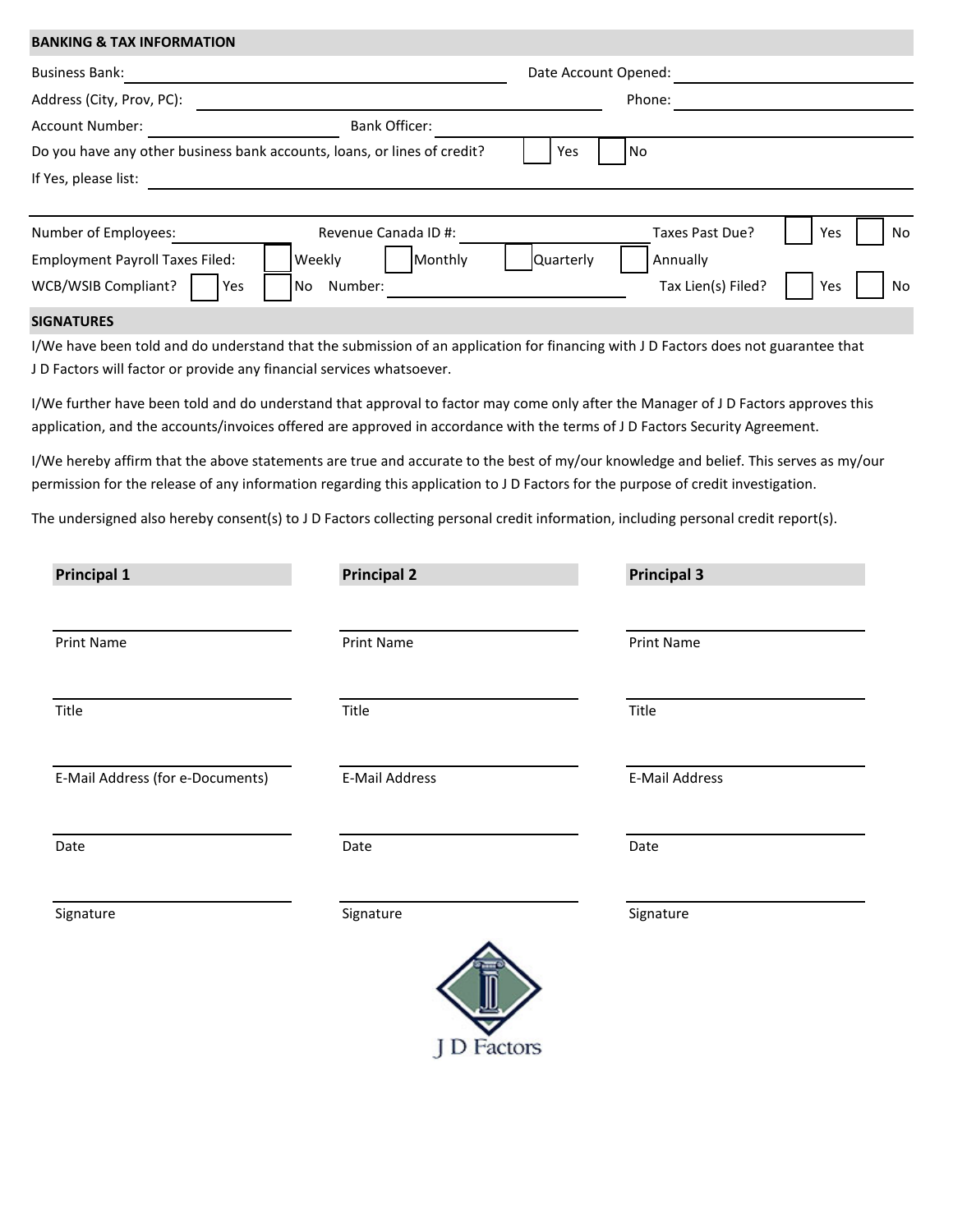## BANKING & TAX INFORMATION

Business Bank: ____________________ Date Account Opened: ____________________

Address (City, Prov, PC): ____________________ Phone: ____________________

Account Number: ____________________ Bank Officer: ____________________

Do you have any other business bank accounts, loans, or lines of credit? ☐ Yes ☐ No

If Yes, please list: ____________________

Number of Employees: ____________ Revenue Canada ID #: ____________ Taxes Past Due? ☐ Yes ☐ No

Employment Payroll Taxes Filed: ☐ Weekly ☐ Monthly ☐ Quarterly ☐ Annually

WCB/WSIB Compliant? ☐ Yes ☐ No Number: ____________ Tax Lien(s) Filed? ☐ Yes ☐ No

## SIGNATURES

I/We have been told and do understand that the submission of an application for financing with J D Factors does not guarantee that J D Factors will factor or provide any financial services whatsoever.

I/We further have been told and do understand that approval to factor may come only after the Manager of J D Factors approves this application, and the accounts/invoices offered are approved in accordance with the terms of J D Factors Security Agreement.

I/We hereby affirm that the above statements are true and accurate to the best of my/our knowledge and belief. This serves as my/our permission for the release of any information regarding this application to J D Factors for the purpose of credit investigation.

The undersigned also hereby consent(s) to J D Factors collecting personal credit information, including personal credit report(s).

| Principal 1 | Principal 2 | Principal 3 |
|---|---|---|
| Print Name | Print Name | Print Name |
| Title | Title | Title |
| E-Mail Address (for e-Documents) | E-Mail Address | E-Mail Address |
| Date | Date | Date |
| Signature | Signature | Signature |

J D Factors